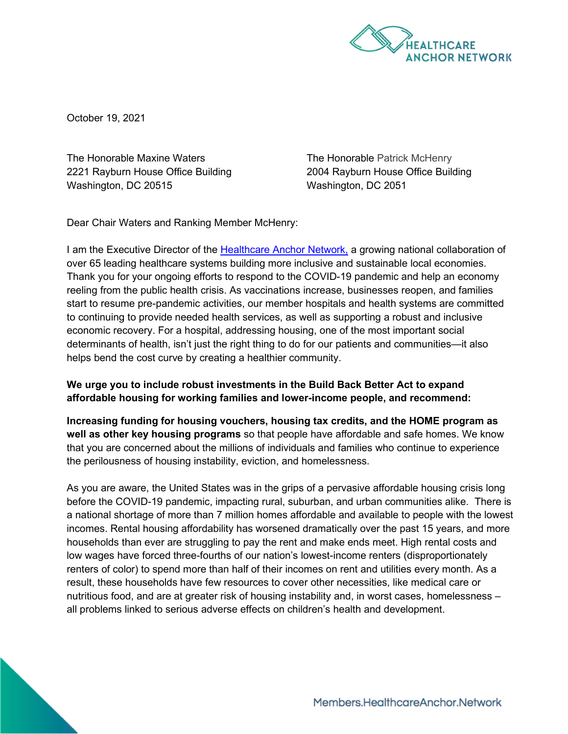October 19, 2021

The Honorable Maxine Waters
2221 Rayburn House Office Building
Washington, DC 20515

The Honorable Patrick McHenry
2004 Rayburn House Office Building
Washington, DC 2051

Dear Chair Waters and Ranking Member McHenry:

I am the Executive Director of the Healthcare Anchor Network, a growing national collaboration of over 65 leading healthcare systems building more inclusive and sustainable local economies. Thank you for your ongoing efforts to respond to the COVID-19 pandemic and help an economy reeling from the public health crisis. As vaccinations increase, businesses reopen, and families start to resume pre-pandemic activities, our member hospitals and health systems are committed to continuing to provide needed health services, as well as supporting a robust and inclusive economic recovery. For a hospital, addressing housing, one of the most important social determinants of health, isn't just the right thing to do for our patients and communities—it also helps bend the cost curve by creating a healthier community.

**We urge you to include robust investments in the Build Back Better Act to expand affordable housing for working families and lower-income people, and recommend:**

**Increasing funding for housing vouchers, housing tax credits, and the HOME program as well as other key housing programs** so that people have affordable and safe homes. We know that you are concerned about the millions of individuals and families who continue to experience the perilousness of housing instability, eviction, and homelessness.

As you are aware, the United States was in the grips of a pervasive affordable housing crisis long before the COVID-19 pandemic, impacting rural, suburban, and urban communities alike. There is a national shortage of more than 7 million homes affordable and available to people with the lowest incomes. Rental housing affordability has worsened dramatically over the past 15 years, and more households than ever are struggling to pay the rent and make ends meet. High rental costs and low wages have forced three-fourths of our nation's lowest-income renters (disproportionately renters of color) to spend more than half of their incomes on rent and utilities every month. As a result, these households have few resources to cover other necessities, like medical care or nutritious food, and are at greater risk of housing instability and, in worst cases, homelessness – all problems linked to serious adverse effects on children's health and development.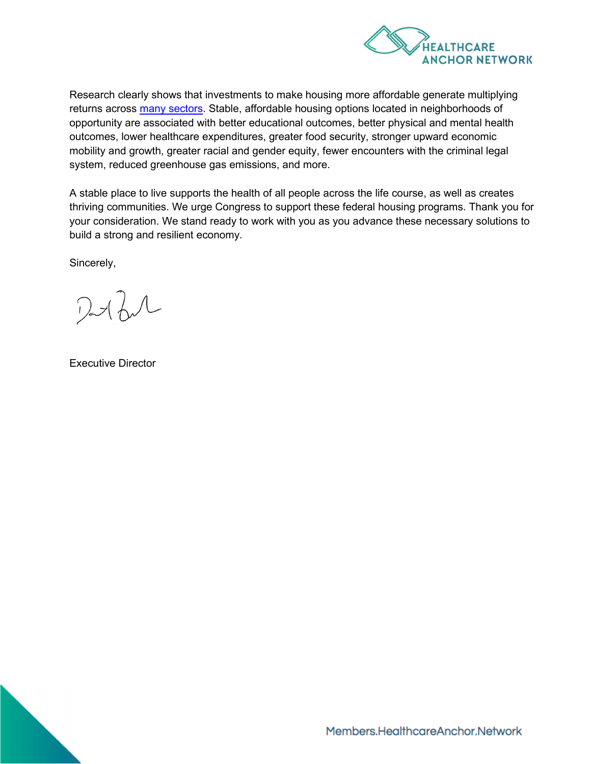Research clearly shows that investments to make housing more affordable generate multiplying returns across many sectors. Stable, affordable housing options located in neighborhoods of opportunity are associated with better educational outcomes, better physical and mental health outcomes, lower healthcare expenditures, greater food security, stronger upward economic mobility and growth, greater racial and gender equity, fewer encounters with the criminal legal system, reduced greenhouse gas emissions, and more.

A stable place to live supports the health of all people across the life course, as well as creates thriving communities. We urge Congress to support these federal housing programs. Thank you for your consideration. We stand ready to work with you as you advance these necessary solutions to build a strong and resilient economy.

Sincerely,

Executive Director